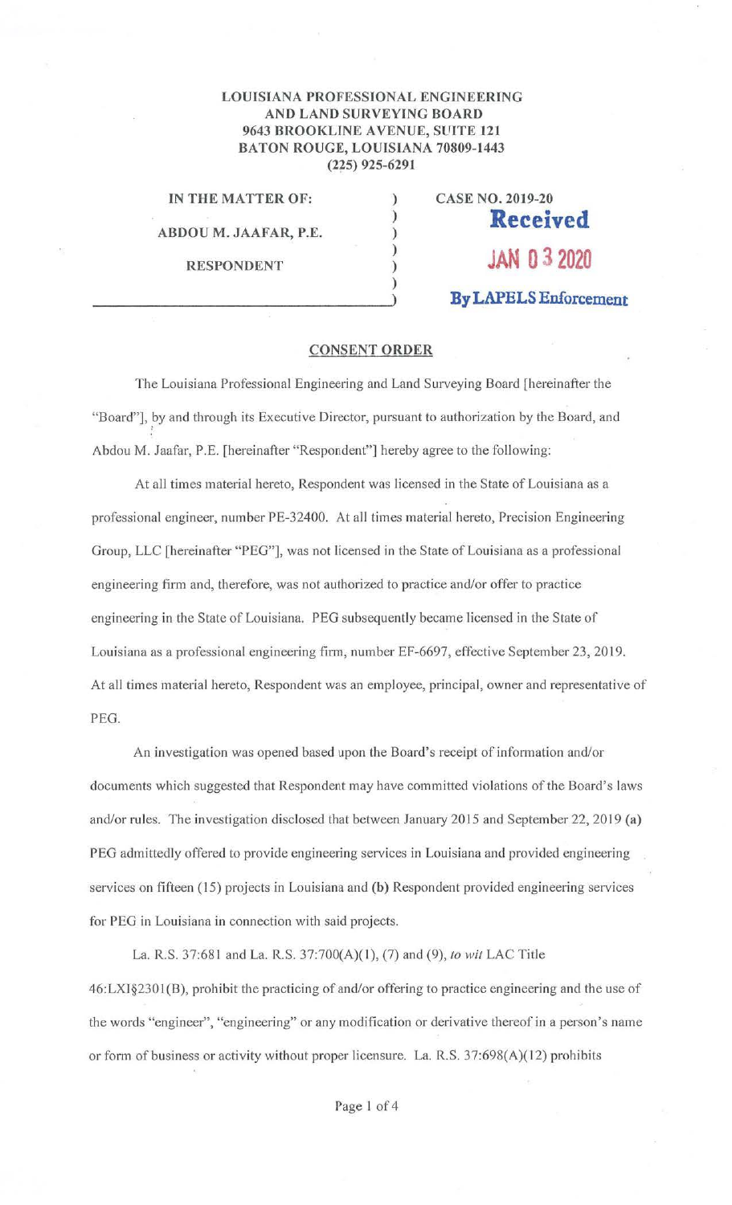**LOUISIANA PROFESSIONAL ENGINEERING**
**AND LAND SURVEYING BOARD**
**9643 BROOKLINE AVENUE, SUITE 121**
**BATON ROUGE, LOUISIANA 70809-1443**
**(225) 925-6291**

| | | |
|---|---|---|
| **IN THE MATTER OF:** | ) | **CASE NO. 2019-20** |
| | ) | **Received** |
| **ABDOU M. JAAFAR, P.E.** | ) | |
| | ) | **JAN 03 2020** |
| **RESPONDENT** | ) | |
| | ) | **By LAPELS Enforcement** |

## CONSENT ORDER

The Louisiana Professional Engineering and Land Surveying Board [hereinafter the "Board"], by and through its Executive Director, pursuant to authorization by the Board, and Abdou M. Jaafar, P.E. [hereinafter "Respondent"] hereby agree to the following:

At all times material hereto, Respondent was licensed in the State of Louisiana as a professional engineer, number PE-32400. At all times material hereto, Precision Engineering Group, LLC [hereinafter "PEG"], was not licensed in the State of Louisiana as a professional engineering firm and, therefore, was not authorized to practice and/or offer to practice engineering in the State of Louisiana. PEG subsequently became licensed in the State of Louisiana as a professional engineering firm, number EF-6697, effective September 23, 2019. At all times material hereto, Respondent was an employee, principal, owner and representative of PEG.

An investigation was opened based upon the Board's receipt of information and/or documents which suggested that Respondent may have committed violations of the Board's laws and/or rules. The investigation disclosed that between January 2015 and September 22, 2019 **(a)** PEG admittedly offered to provide engineering services in Louisiana and provided engineering services on fifteen (15) projects in Louisiana and **(b)** Respondent provided engineering services for PEG in Louisiana in connection with said projects.

La. R.S. 37:681 and La. R.S. 37:700(A)(1), (7) and (9), *to wit* LAC Title 46:LXI§2301(B), prohibit the practicing of and/or offering to practice engineering and the use of the words "engineer", "engineering" or any modification or derivative thereof in a person's name or form of business or activity without proper licensure. La. R.S. 37:698(A)(12) prohibits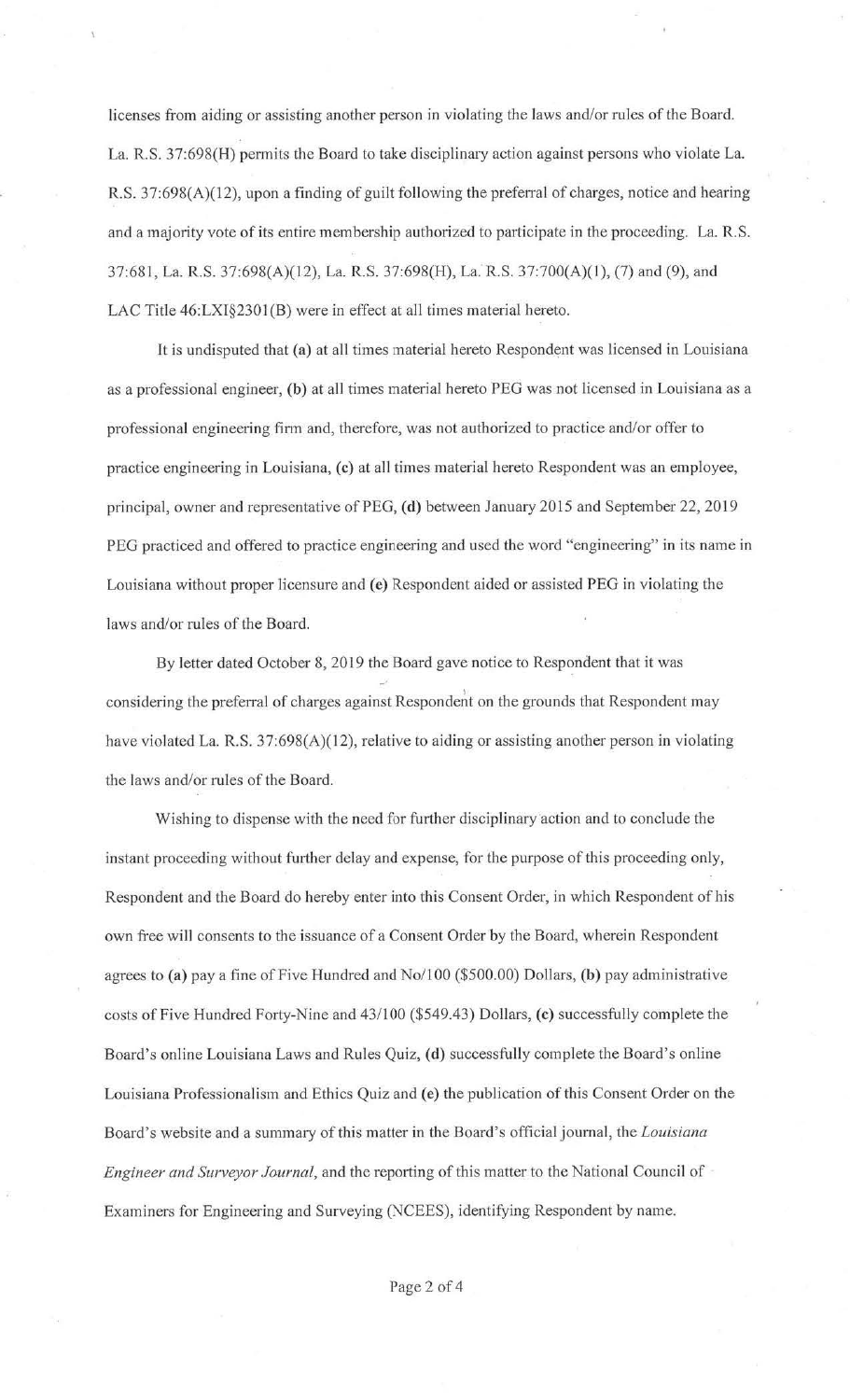licenses from aiding or assisting another person in violating the laws and/or rules of the Board. La. R.S. 37:698(H) permits the Board to take disciplinary action against persons who violate La. R.S. 37:698(A)(12), upon a finding of guilt following the preferral of charges, notice and hearing and a majority vote of its entire membership authorized to participate in the proceeding. La. R.S. 37:681, La. R.S. 37:698(A)(12), La. R.S. 37:698(H), La. R.S. 37:700(A)(1), (7) and (9), and LAC Title 46:LXI§2301(B) were in effect at all times material hereto.

It is undisputed that **(a)** at all times material hereto Respondent was licensed in Louisiana as a professional engineer, **(b)** at all times material hereto PEG was not licensed in Louisiana as a professional engineering firm and, therefore, was not authorized to practice and/or offer to practice engineering in Louisiana, **(c)** at all times material hereto Respondent was an employee, principal, owner and representative of PEG, **(d)** between January 2015 and September 22, 2019 PEG practiced and offered to practice engineering and used the word "engineering" in its name in Louisiana without proper licensure and **(e)** Respondent aided or assisted PEG in violating the laws and/or rules of the Board.

By letter dated October 8, 2019 the Board gave notice to Respondent that it was considering the preferral of charges against Respondent on the grounds that Respondent may have violated La. R.S. 37:698(A)(12), relative to aiding or assisting another person in violating the laws and/or rules of the Board.

Wishing to dispense with the need for further disciplinary action and to conclude the instant proceeding without further delay and expense, for the purpose of this proceeding only, Respondent and the Board do hereby enter into this Consent Order, in which Respondent of his own free will consents to the issuance of a Consent Order by the Board, wherein Respondent agrees to **(a)** pay a fine of Five Hundred and No/100 ($500.00) Dollars, **(b)** pay administrative costs of Five Hundred Forty-Nine and 43/100 ($549.43) Dollars, **(c)** successfully complete the Board's online Louisiana Laws and Rules Quiz, **(d)** successfully complete the Board's online Louisiana Professionalism and Ethics Quiz and **(e)** the publication of this Consent Order on the Board's website and a summary of this matter in the Board's official journal, the *Louisiana Engineer and Surveyor Journal*, and the reporting of this matter to the National Council of Examiners for Engineering and Surveying (NCEES), identifying Respondent by name.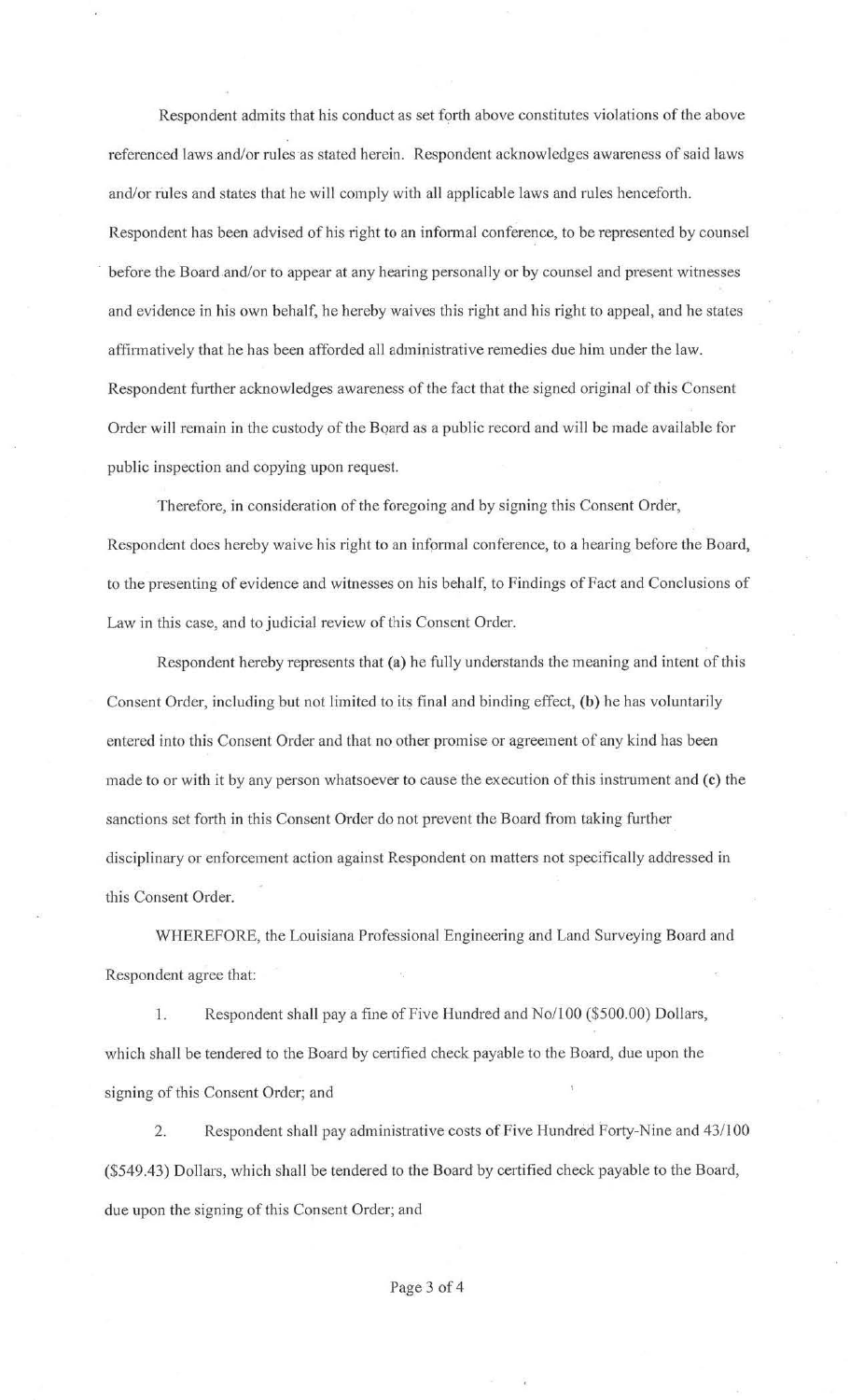Respondent admits that his conduct as set forth above constitutes violations of the above referenced laws and/or rules as stated herein. Respondent acknowledges awareness of said laws and/or rules and states that he will comply with all applicable laws and rules henceforth. Respondent has been advised of his right to an informal conference, to be represented by counsel before the Board and/or to appear at any hearing personally or by counsel and present witnesses and evidence in his own behalf, he hereby waives this right and his right to appeal, and he states affirmatively that he has been afforded all administrative remedies due him under the law. Respondent further acknowledges awareness of the fact that the signed original of this Consent Order will remain in the custody of the Board as a public record and will be made available for public inspection and copying upon request.

Therefore, in consideration of the foregoing and by signing this Consent Order, Respondent does hereby waive his right to an informal conference, to a hearing before the Board, to the presenting of evidence and witnesses on his behalf, to Findings of Fact and Conclusions of Law in this case, and to judicial review of this Consent Order.

Respondent hereby represents that (a) he fully understands the meaning and intent of this Consent Order, including but not limited to its final and binding effect, (b) he has voluntarily entered into this Consent Order and that no other promise or agreement of any kind has been made to or with it by any person whatsoever to cause the execution of this instrument and (c) the sanctions set forth in this Consent Order do not prevent the Board from taking further disciplinary or enforcement action against Respondent on matters not specifically addressed in this Consent Order.

WHEREFORE, the Louisiana Professional Engineering and Land Surveying Board and Respondent agree that:

1. Respondent shall pay a fine of Five Hundred and No/100 ($500.00) Dollars, which shall be tendered to the Board by certified check payable to the Board, due upon the signing of this Consent Order; and

2. Respondent shall pay administrative costs of Five Hundred Forty-Nine and 43/100 ($549.43) Dollars, which shall be tendered to the Board by certified check payable to the Board, due upon the signing of this Consent Order; and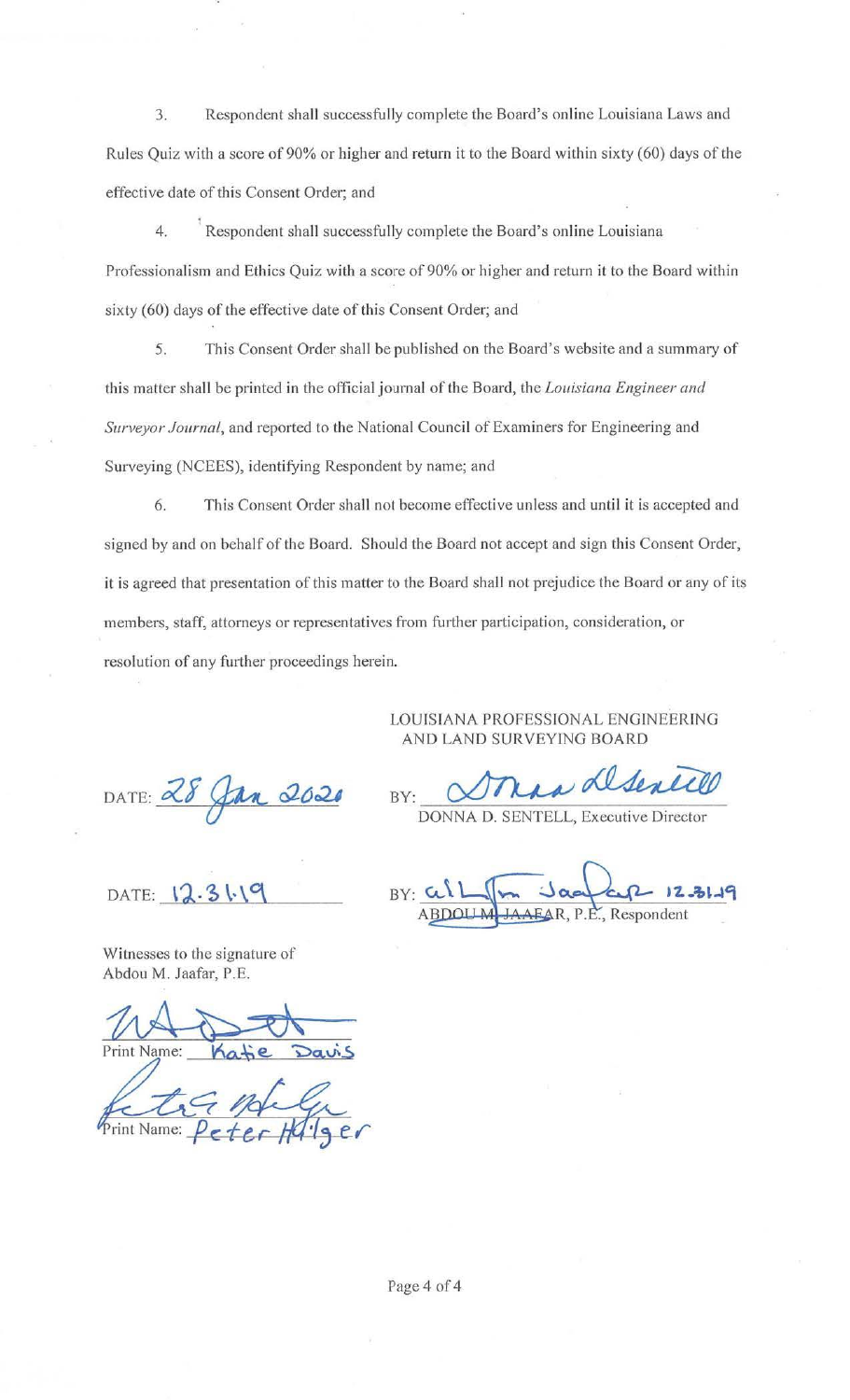3. Respondent shall successfully complete the Board's online Louisiana Laws and Rules Quiz with a score of 90% or higher and return it to the Board within sixty (60) days of the effective date of this Consent Order; and

4. Respondent shall successfully complete the Board's online Louisiana Professionalism and Ethics Quiz with a score of 90% or higher and return it to the Board within sixty (60) days of the effective date of this Consent Order; and

5. This Consent Order shall be published on the Board's website and a summary of this matter shall be printed in the official journal of the Board, the *Louisiana Engineer and Surveyor Journal*, and reported to the National Council of Examiners for Engineering and Surveying (NCEES), identifying Respondent by name; and

6. This Consent Order shall not become effective unless and until it is accepted and signed by and on behalf of the Board. Should the Board not accept and sign this Consent Order, it is agreed that presentation of this matter to the Board shall not prejudice the Board or any of its members, staff, attorneys or representatives from further participation, consideration, or resolution of any further proceedings herein.

LOUISIANA PROFESSIONAL ENGINEERING AND LAND SURVEYING BOARD

DATE: 28 Jan 2020

BY: Donna D. Sentell

DONNA D. SENTELL, Executive Director

DATE: 12.31.19

BY: Abdou M. Jaafar 12.31.19

ABDOU M. JAAFAR, P.E., Respondent

Witnesses to the signature of Abdou M. Jaafar, P.E.

Print Name: Katie Davis

Print Name: Peter Hilger